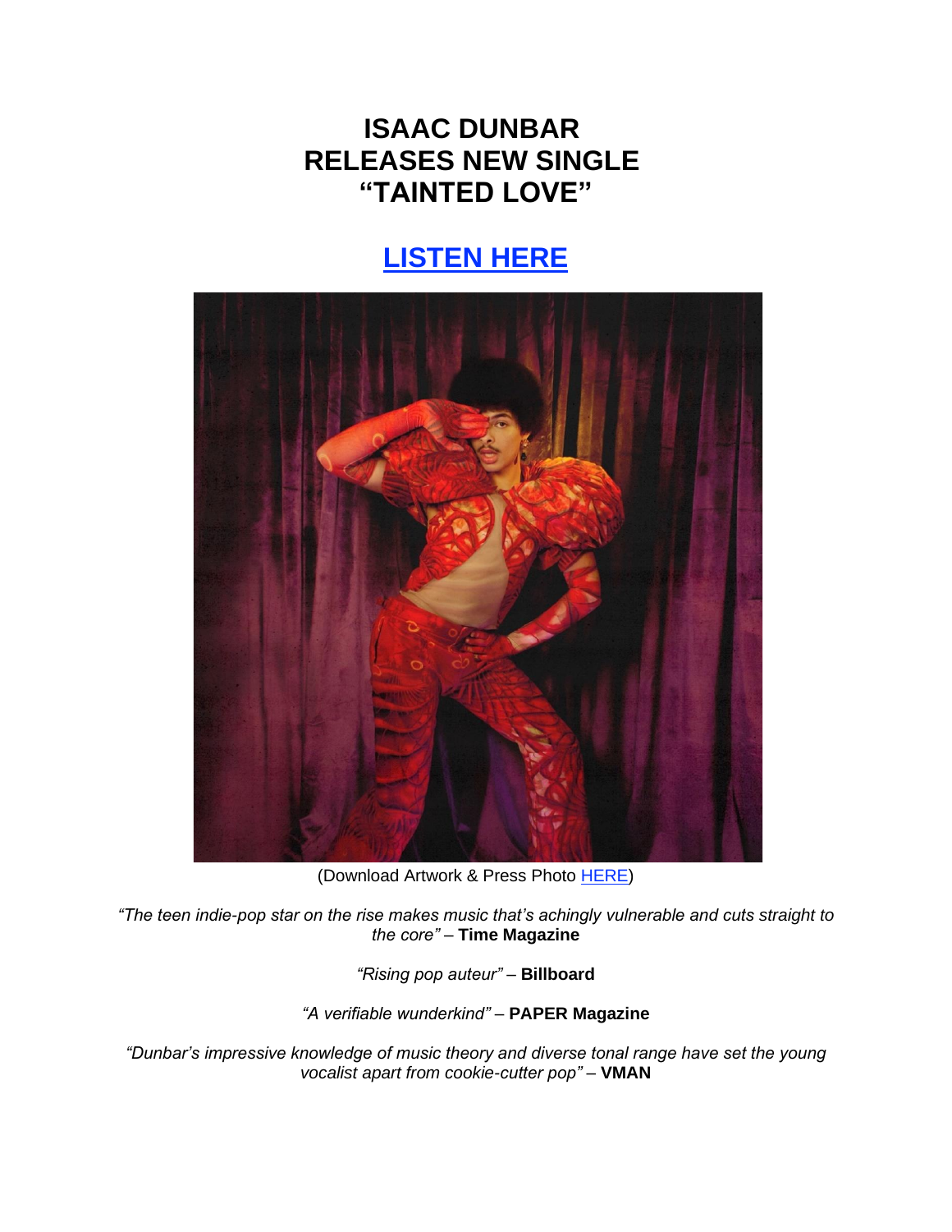# ISAAC DUNBAR RELEASES NEW SINGLE "TAINTED LOVE"

## [LISTEN HERE]

(Download Artwork & Press Photo HERE)

*"The teen indie-pop star on the rise makes music that's achingly vulnerable and cuts straight to the core"* – **Time Magazine**

*"Rising pop auteur"* – **Billboard**

*"A verifiable wunderkind"* – **PAPER Magazine**

*"Dunbar's impressive knowledge of music theory and diverse tonal range have set the young vocalist apart from cookie-cutter pop"* – **VMAN**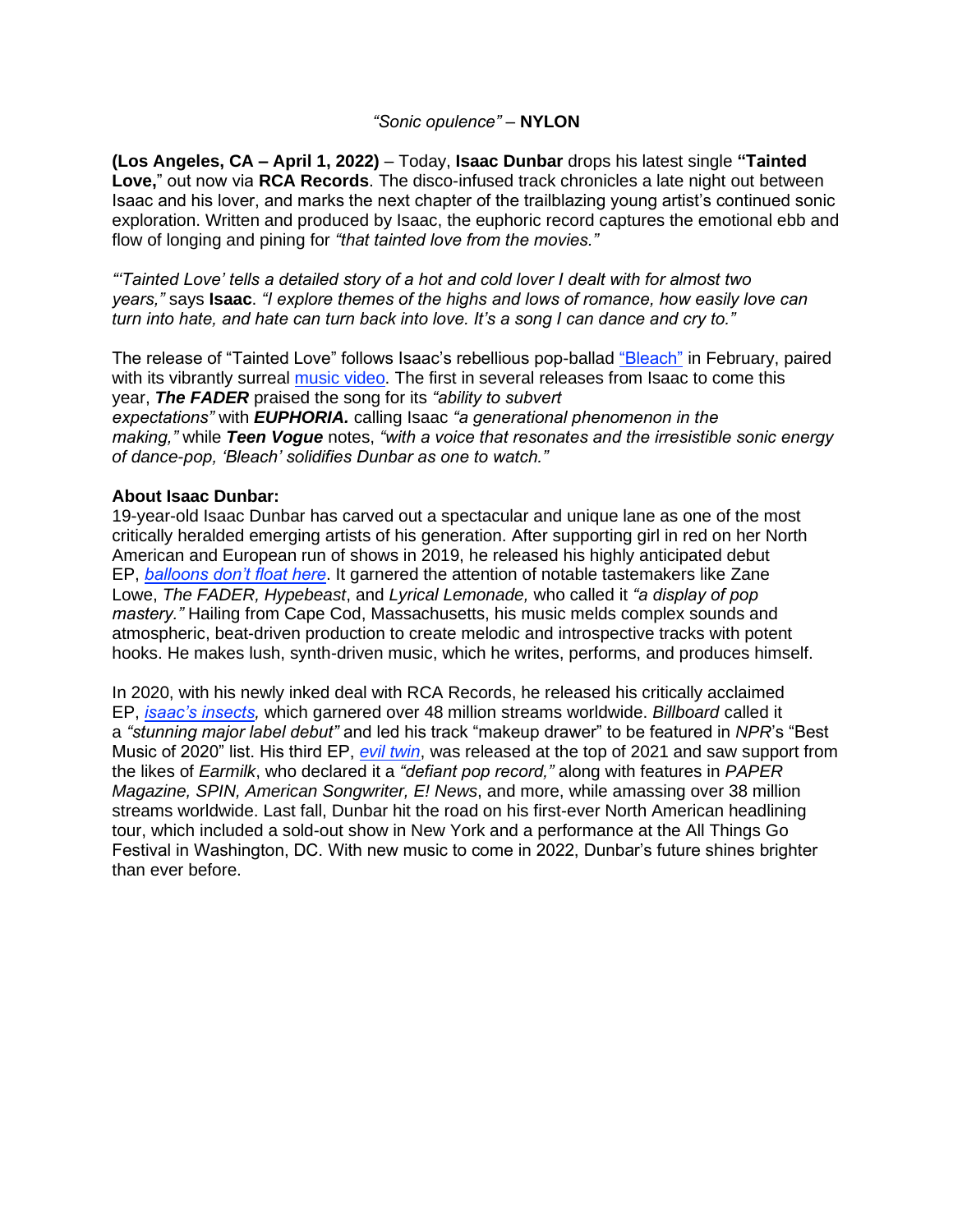*"Sonic opulence"* – **NYLON**

**(Los Angeles, CA – April 1, 2022)** – Today, **Isaac Dunbar** drops his latest single **"Tainted Love,**" out now via **RCA Records**. The disco-infused track chronicles a late night out between Isaac and his lover, and marks the next chapter of the trailblazing young artist's continued sonic exploration. Written and produced by Isaac, the euphoric record captures the emotional ebb and flow of longing and pining for *"that tainted love from the movies."*

*"'Tainted Love' tells a detailed story of a hot and cold lover I dealt with for almost two years,"* says **Isaac**. *"I explore themes of the highs and lows of romance, how easily love can turn into hate, and hate can turn back into love. It's a song I can dance and cry to."*

The release of "Tainted Love" follows Isaac's rebellious pop-ballad "Bleach" in February, paired with its vibrantly surreal music video. The first in several releases from Isaac to come this year, ***The FADER*** praised the song for its *"ability to subvert expectations"* with ***EUPHORIA.*** calling Isaac *"a generational phenomenon in the making,"* while ***Teen Vogue*** notes, *"with a voice that resonates and the irresistible sonic energy of dance-pop, 'Bleach' solidifies Dunbar as one to watch."*

**About Isaac Dunbar:**

19-year-old Isaac Dunbar has carved out a spectacular and unique lane as one of the most critically heralded emerging artists of his generation. After supporting girl in red on her North American and European run of shows in 2019, he released his highly anticipated debut EP, *balloons don't float here*. It garnered the attention of notable tastemakers like Zane Lowe, *The FADER, Hypebeast*, and *Lyrical Lemonade,* who called it *"a display of pop mastery."* Hailing from Cape Cod, Massachusetts, his music melds complex sounds and atmospheric, beat-driven production to create melodic and introspective tracks with potent hooks. He makes lush, synth-driven music, which he writes, performs, and produces himself.

In 2020, with his newly inked deal with RCA Records, he released his critically acclaimed EP, *isaac's insects,* which garnered over 48 million streams worldwide. *Billboard* called it a *"stunning major label debut"* and led his track "makeup drawer" to be featured in *NPR*'s "Best Music of 2020" list. His third EP, *evil twin*, was released at the top of 2021 and saw support from the likes of *Earmilk*, who declared it a *"defiant pop record,"* along with features in *PAPER Magazine, SPIN, American Songwriter, E! News*, and more, while amassing over 38 million streams worldwide. Last fall, Dunbar hit the road on his first-ever North American headlining tour, which included a sold-out show in New York and a performance at the All Things Go Festival in Washington, DC. With new music to come in 2022, Dunbar's future shines brighter than ever before.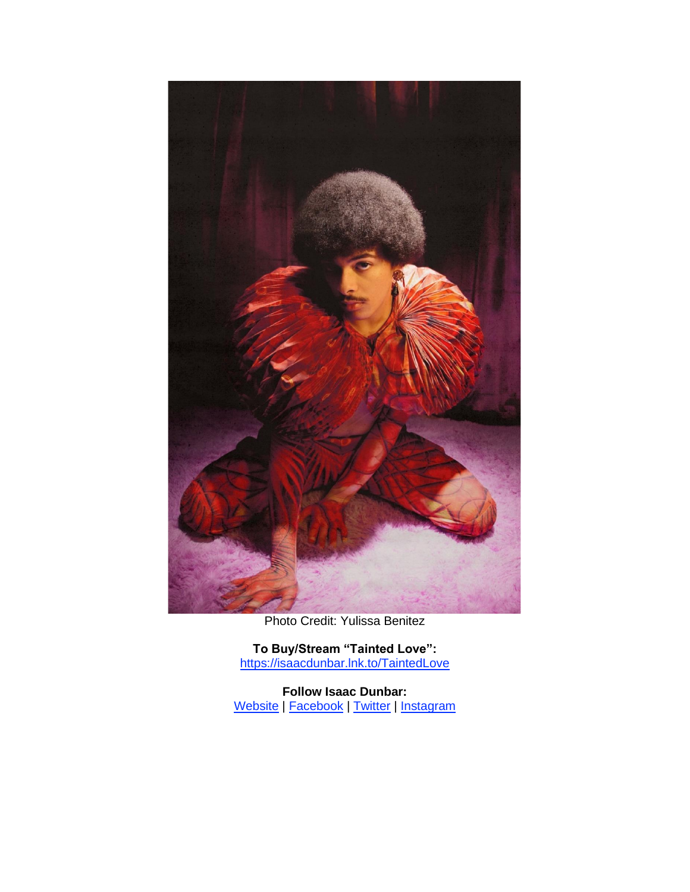Photo Credit: Yulissa Benitez

**To Buy/Stream "Tainted Love":**
[https://isaacdunbar.lnk.to/TaintedLove](https://isaacdunbar.lnk.to/TaintedLove)

**Follow Isaac Dunbar:**
Website | Facebook | Twitter | Instagram